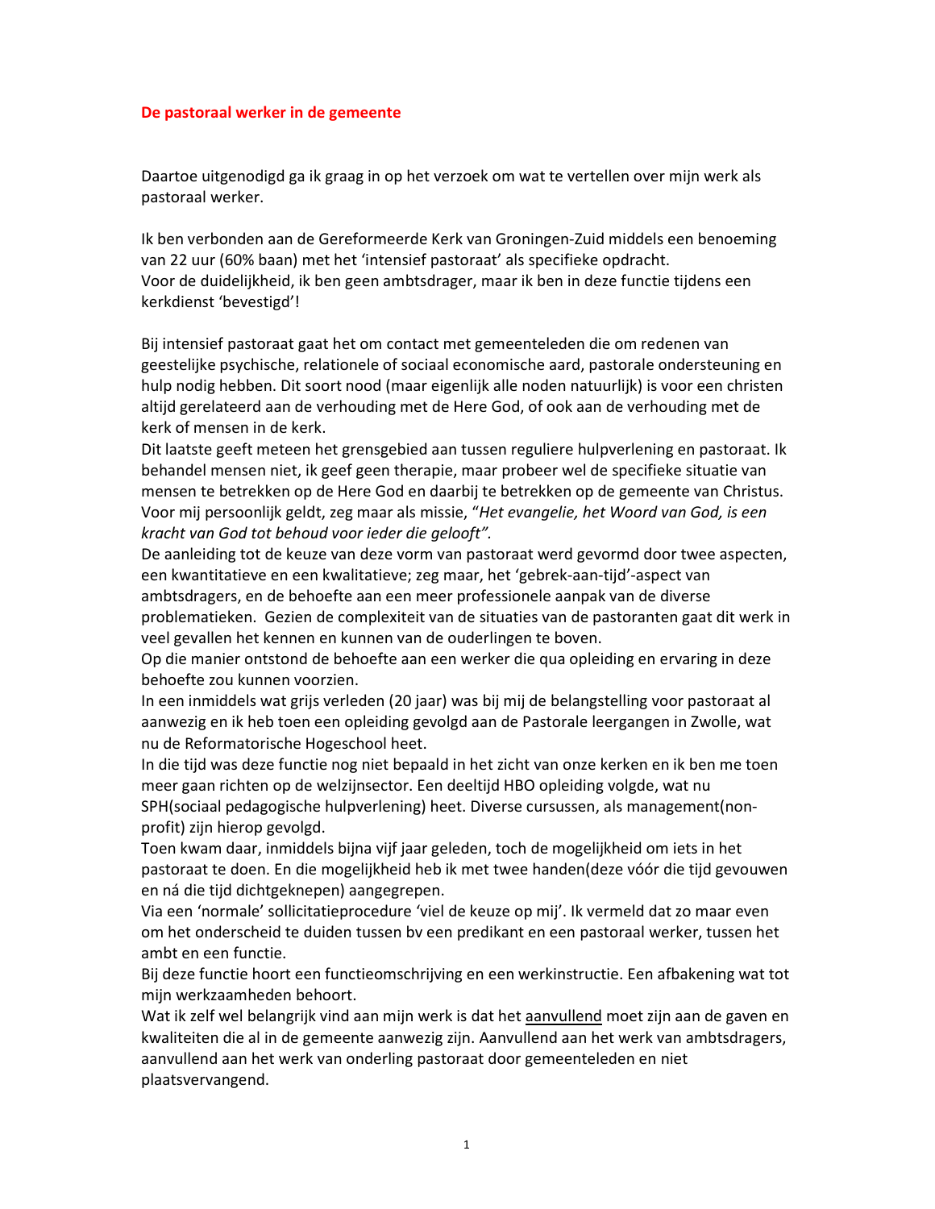# De pastoraal werker in de gemeente

Daartoe uitgenodigd ga ik graag in op het verzoek om wat te vertellen over mijn werk als pastoraal werker.

Ik ben verbonden aan de Gereformeerde Kerk van Groningen-Zuid middels een benoeming van 22 uur (60% baan) met het 'intensief pastoraat' als specifieke opdracht.
Voor de duidelijkheid, ik ben geen ambtsdrager, maar ik ben in deze functie tijdens een kerkdienst 'bevestigd'!

Bij intensief pastoraat gaat het om contact met gemeenteleden die om redenen van geestelijke psychische, relationele of sociaal economische aard, pastorale ondersteuning en hulp nodig hebben. Dit soort nood (maar eigenlijk alle noden natuurlijk) is voor een christen altijd gerelateerd aan de verhouding met de Here God, of ook aan de verhouding met de kerk of mensen in de kerk.
Dit laatste geeft meteen het grensgebied aan tussen reguliere hulpverlening en pastoraat. Ik behandel mensen niet, ik geef geen therapie, maar probeer wel de specifieke situatie van mensen te betrekken op de Here God en daarbij te betrekken op de gemeente van Christus.
Voor mij persoonlijk geldt, zeg maar als missie, "*Het evangelie, het Woord van God, is een kracht van God tot behoud voor ieder die gelooft".*
De aanleiding tot de keuze van deze vorm van pastoraat werd gevormd door twee aspecten, een kwantitatieve en een kwalitatieve; zeg maar, het 'gebrek-aan-tijd'-aspect van ambtsdragers, en de behoefte aan een meer professionele aanpak van de diverse problematieken. Gezien de complexiteit van de situaties van de pastoranten gaat dit werk in veel gevallen het kennen en kunnen van de ouderlingen te boven.
Op die manier ontstond de behoefte aan een werker die qua opleiding en ervaring in deze behoefte zou kunnen voorzien.
In een inmiddels wat grijs verleden (20 jaar) was bij mij de belangstelling voor pastoraat al aanwezig en ik heb toen een opleiding gevolgd aan de Pastorale leergangen in Zwolle, wat nu de Reformatorische Hogeschool heet.
In die tijd was deze functie nog niet bepaald in het zicht van onze kerken en ik ben me toen meer gaan richten op de welzijnsector. Een deeltijd HBO opleiding volgde, wat nu SPH(sociaal pedagogische hulpverlening) heet. Diverse cursussen, als management(non-profit) zijn hierop gevolgd.
Toen kwam daar, inmiddels bijna vijf jaar geleden, toch de mogelijkheid om iets in het pastoraat te doen. En die mogelijkheid heb ik met twee handen(deze vóór die tijd gevouwen en ná die tijd dichtgeknepen) aangegrepen.
Via een 'normale' sollicitatieprocedure 'viel de keuze op mij'. Ik vermeld dat zo maar even om het onderscheid te duiden tussen bv een predikant en een pastoraal werker, tussen het ambt en een functie.
Bij deze functie hoort een functieomschrijving en een werkinstructie. Een afbakening wat tot mijn werkzaamheden behoort.
Wat ik zelf wel belangrijk vind aan mijn werk is dat het <u>aanvullend</u> moet zijn aan de gaven en kwaliteiten die al in de gemeente aanwezig zijn. Aanvullend aan het werk van ambtsdragers, aanvullend aan het werk van onderling pastoraat door gemeenteleden en niet plaatsvervangend.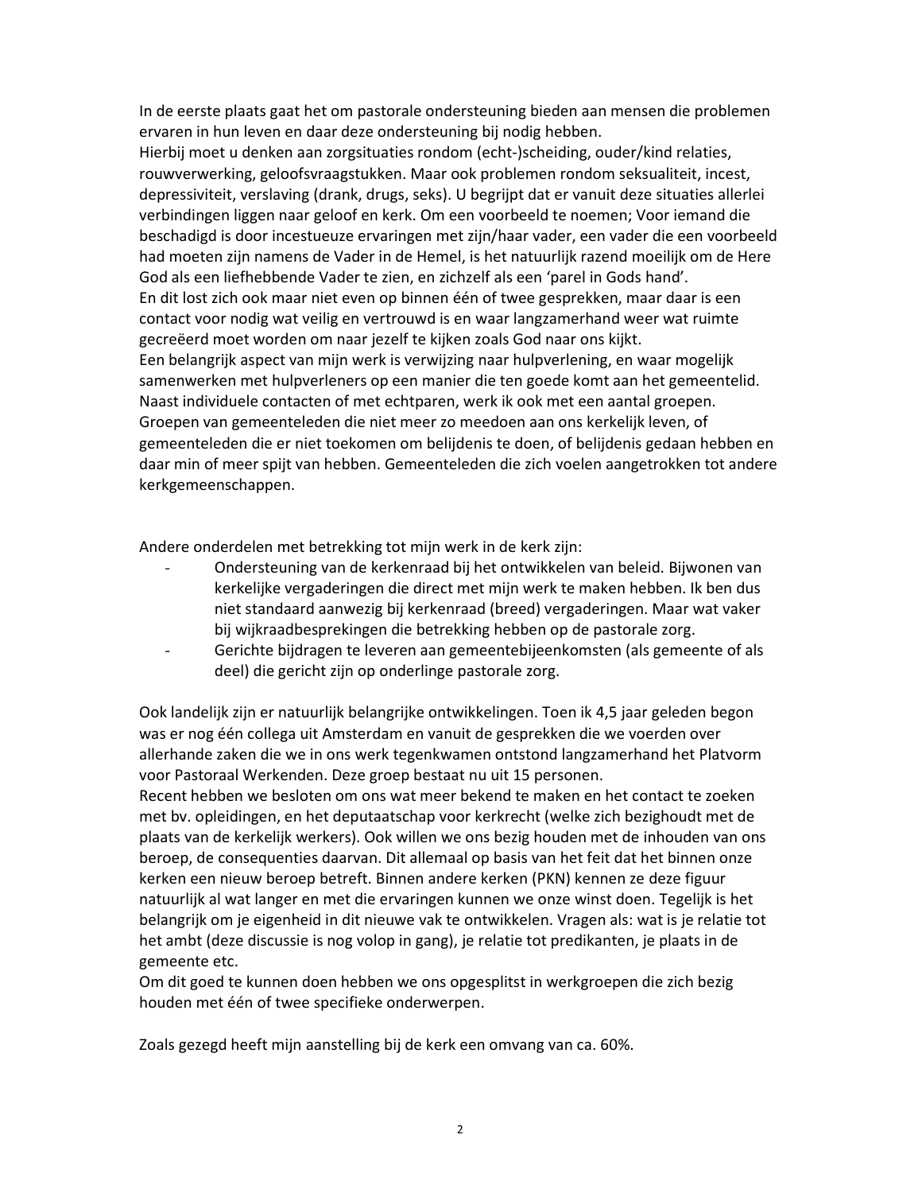In de eerste plaats gaat het om pastorale ondersteuning bieden aan mensen die problemen ervaren in hun leven en daar deze ondersteuning bij nodig hebben.
Hierbij moet u denken aan zorgsituaties rondom (echt-)scheiding, ouder/kind relaties, rouwverwerking, geloofsvraagstukken. Maar ook problemen rondom seksualiteit, incest, depressiviteit, verslaving (drank, drugs, seks). U begrijpt dat er vanuit deze situaties allerlei verbindingen liggen naar geloof en kerk. Om een voorbeeld te noemen; Voor iemand die beschadigd is door incestueuze ervaringen met zijn/haar vader, een vader die een voorbeeld had moeten zijn namens de Vader in de Hemel, is het natuurlijk razend moeilijk om de Here God als een liefhebbende Vader te zien, en zichzelf als een 'parel in Gods hand'.
En dit lost zich ook maar niet even op binnen één of twee gesprekken, maar daar is een contact voor nodig wat veilig en vertrouwd is en waar langzamerhand weer wat ruimte gecreëerd moet worden om naar jezelf te kijken zoals God naar ons kijkt.
Een belangrijk aspect van mijn werk is verwijzing naar hulpverlening, en waar mogelijk samenwerken met hulpverleners op een manier die ten goede komt aan het gemeentelid.
Naast individuele contacten of met echtparen, werk ik ook met een aantal groepen. Groepen van gemeenteleden die niet meer zo meedoen aan ons kerkelijk leven, of gemeenteleden die er niet toekomen om belijdenis te doen, of belijdenis gedaan hebben en daar min of meer spijt van hebben. Gemeenteleden die zich voelen aangetrokken tot andere kerkgemeenschappen.

Andere onderdelen met betrekking tot mijn werk in de kerk zijn:

- Ondersteuning van de kerkenraad bij het ontwikkelen van beleid. Bijwonen van kerkelijke vergaderingen die direct met mijn werk te maken hebben. Ik ben dus niet standaard aanwezig bij kerkenraad (breed) vergaderingen. Maar wat vaker bij wijkraadbesprekingen die betrekking hebben op de pastorale zorg.
- Gerichte bijdragen te leveren aan gemeentebijeenkomsten (als gemeente of als deel) die gericht zijn op onderlinge pastorale zorg.

Ook landelijk zijn er natuurlijk belangrijke ontwikkelingen. Toen ik 4,5 jaar geleden begon was er nog één collega uit Amsterdam en vanuit de gesprekken die we voerden over allerhande zaken die we in ons werk tegenkwamen ontstond langzamerhand het Platvorm voor Pastoraal Werkenden. Deze groep bestaat nu uit 15 personen.
Recent hebben we besloten om ons wat meer bekend te maken en het contact te zoeken met bv. opleidingen, en het deputaatschap voor kerkrecht (welke zich bezighoudt met de plaats van de kerkelijk werkers). Ook willen we ons bezig houden met de inhouden van ons beroep, de consequenties daarvan. Dit allemaal op basis van het feit dat het binnen onze kerken een nieuw beroep betreft. Binnen andere kerken (PKN) kennen ze deze figuur natuurlijk al wat langer en met die ervaringen kunnen we onze winst doen. Tegelijk is het belangrijk om je eigenheid in dit nieuwe vak te ontwikkelen. Vragen als: wat is je relatie tot het ambt (deze discussie is nog volop in gang), je relatie tot predikanten, je plaats in de gemeente etc.
Om dit goed te kunnen doen hebben we ons opgesplitst in werkgroepen die zich bezig houden met één of twee specifieke onderwerpen.

Zoals gezegd heeft mijn aanstelling bij de kerk een omvang van ca. 60%.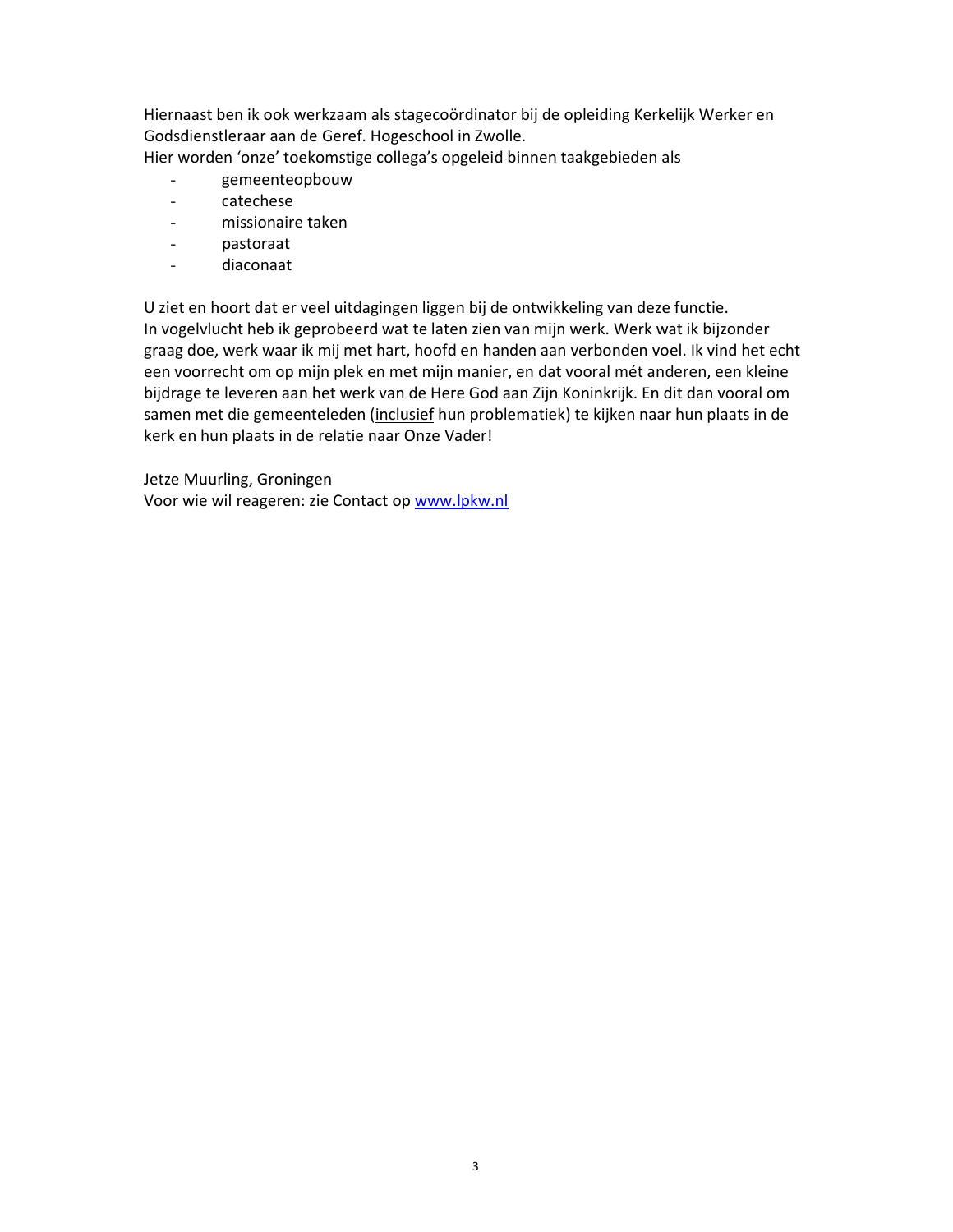Hiernaast ben ik ook werkzaam als stagecoördinator bij de opleiding Kerkelijk Werker en Godsdienstleraar aan de Geref. Hogeschool in Zwolle.
Hier worden 'onze' toekomstige collega's opgeleid binnen taakgebieden als

- gemeenteopbouw
- catechese
- missionaire taken
- pastoraat
- diaconaat

U ziet en hoort dat er veel uitdagingen liggen bij de ontwikkeling van deze functie.
In vogelvlucht heb ik geprobeerd wat te laten zien van mijn werk. Werk wat ik bijzonder graag doe, werk waar ik mij met hart, hoofd en handen aan verbonden voel. Ik vind het echt een voorrecht om op mijn plek en met mijn manier, en dat vooral mét anderen, een kleine bijdrage te leveren aan het werk van de Here God aan Zijn Koninkrijk. En dit dan vooral om samen met die gemeenteleden (<u>inclusief</u> hun problematiek) te kijken naar hun plaats in de kerk en hun plaats in de relatie naar Onze Vader!

Jetze Muurling, Groningen
Voor wie wil reageren: zie Contact op [www.lpkw.nl](http://www.lpkw.nl)